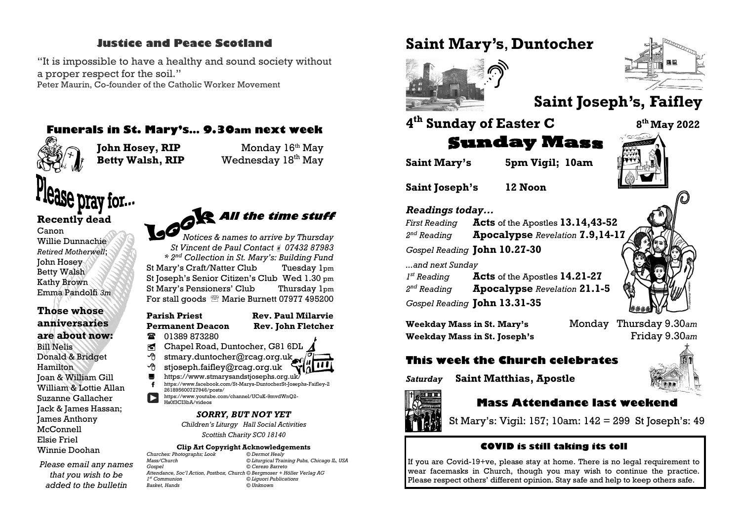## Justice and Peace Scotland

"It is impossible to have a healthy and sound society without a proper respect for the soil."
Peter Maurin, Co-founder of the Catholic Worker Movement

## Funerals in St. Mary's... 9.30am next week

**John Hosey, RIP** Monday 16th May
**Betty Walsh, RIP** Wednesday 18th May

# Please pray for...

### Recently dead

Canon
Willie Dunnachie
*Retired Motherwell*;
John Hosey
Betty Walsh
Kathy Brown
Emma Pandolfi *3m*

### Those whose anniversaries are about now:

Bill Nelis
Donald & Bridget Hamilton
Joan & William Gill
William & Lottie Allan
Suzanne Gallacher
Jack & James Hassan;
James Anthony McConnell
Elsie Friel
Winnie Doohan

*Please email any names that you wish to be added to the bulletin*

## Look All the time stuff

*Notices & names to arrive by Thursday*
*St Vincent de Paul Contact 07432 87983*
*\* 2nd Collection in St. Mary's: Building Fund*
St Mary's Craft/Natter Club Tuesday 1pm
St Joseph's Senior Citizen's Club Wed 1.30 pm
St Mary's Pensioners' Club Thursday 1pm
For stall goods Marie Burnett 07977 495200

**Parish Priest** **Rev. Paul Milarvie**
**Permanent Deacon** **Rev. John Fletcher**

01389 873280
Chapel Road, Duntocher, G81 6DL
stmary.duntocher@rcag.org.uk
stjoseph.faifley@rcag.org.uk
https://www.stmarysandstjosephs.org.uk/
https://www.facebook.com/St-Marys-DuntocherSt-Josephs-Faifley-2261895600727946/posts/
https://www.youtube.com/channel/UCuK-9mvdWnQ2-Hs0f3CI3bA/videos

### *SORRY, BUT NOT YET*

*Children's Liturgy Hall Social Activities*

*Scottish Charity SC0 18140*

**Clip Art Copyright Acknowledgements**

| | |
|---|---|
| *Churches: Photographs; Look* | *© Dermot Healy* |
| *Mass/Church* | *© Liturgical Training Pubs, Chicago IL, USA* |
| *Gospel* | *© Cerezo Barreto* |
| *Attendance, Soc'l Action, Postbox, Church* | *© Bergmoser + Höller Verlag AG* |
| *1st Communion* | *© Liguori Publications* |
| *Basket, Hands* | *© Unknown* |

# Saint Mary's, Duntocher

# Saint Joseph's, Faifley

## 4th Sunday of Easter C — 8th May 2022

## Sunday Mass

**Saint Mary's** **5pm Vigil; 10am**

**Saint Joseph's** **12 Noon**

### *Readings today...*

*First Reading* **Acts** of the Apostles **13.14,43-52**
*2nd Reading* **Apocalypse** *Revelation* **7.9,14-17**
*Gospel Reading* **John 10.27-30**

*...and next Sunday*

*1st Reading* **Acts** of the Apostles **14.21-27**
*2nd Reading* **Apocalypse** *Revelation* **21.1-5**
*Gospel Reading* **John 13.31-35**

**Weekday Mass in St. Mary's** Monday Thursday 9.30*am*
**Weekday Mass in St. Joseph's** Friday 9.30*am*

## This week the Church celebrates

*Saturday* **Saint Matthias, Apostle**

## Mass Attendance last weekend

St Mary's: Vigil: 157; 10am: 142 = 299 St Joseph's: 49

### COVID is still taking its toll

If you are Covid-19+ve, please stay at home. There is no legal requirement to wear facemasks in Church, though you may wish to continue the practice. Please respect others' different opinion. Stay safe and help to keep others safe.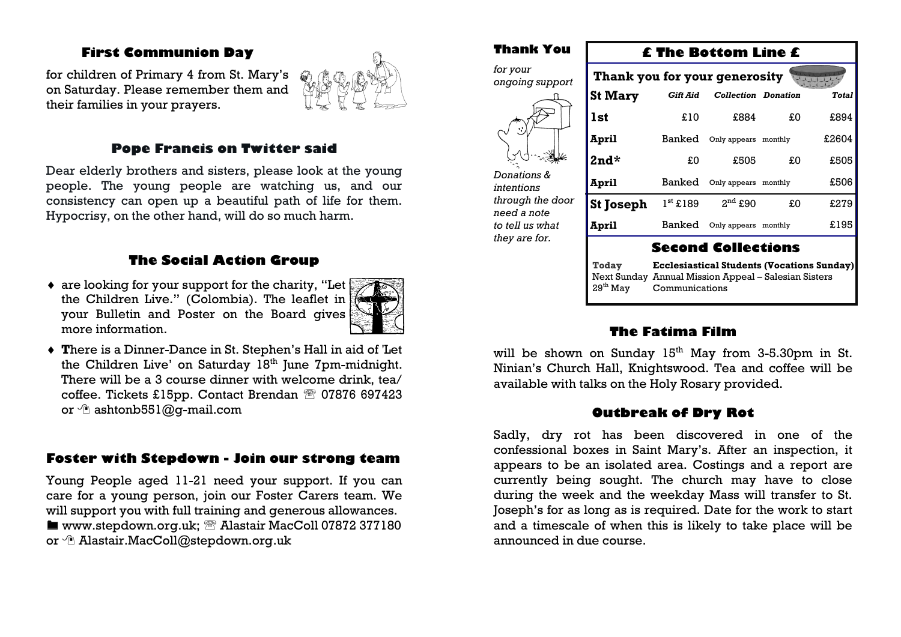## First Communion Day

for children of Primary 4 from St. Mary's on Saturday. Please remember them and their families in your prayers.

## Pope Francis on Twitter said

Dear elderly brothers and sisters, please look at the young people. The young people are watching us, and our consistency can open up a beautiful path of life for them. Hypocrisy, on the other hand, will do so much harm.

## The Social Action Group

- are looking for your support for the charity, "Let the Children Live." (Colombia). The leaflet in your Bulletin and Poster on the Board gives more information.
- **T**here is a Dinner-Dance in St. Stephen's Hall in aid of 'Let the Children Live' on Saturday 18th June 7pm-midnight. There will be a 3 course dinner with welcome drink, tea/ coffee. Tickets £15pp. Contact Brendan ☎ 07876 697423 or ✉ ashtonb551@g-mail.com

## Foster with Stepdown - Join our strong team

Young People aged 11-21 need your support. If you can care for a young person, join our Foster Carers team. We will support you with full training and generous allowances.
www.stepdown.org.uk; ☎ Alastair MacColl 07872 377180 or ✉ Alastair.MacColl@stepdown.org.uk

## Thank You

*for your ongoing support*

*Donations & intentions through the door need a note to tell us what they are for.*

## £ The Bottom Line £

**Thank you for your generosity**

| St Mary | *Gift Aid* | *Collection* | *Donation* | *Total* |
|---|---|---|---|---|
| **1st** | £10 | £884 | £0 | £894 |
| **April** | Banked | Only appears | monthly | £2604 |
| **2nd*** | £0 | £505 | £0 | £505 |
| **April** | Banked | Only appears | monthly | £506 |
| **St Joseph** | 1st £189 | 2nd £90 | £0 | £279 |
| **April** | Banked | Only appears | monthly | £195 |

### Second Collections

| | |
|---|---|
| **Today** | **Ecclesiastical Students (Vocations Sunday)** |
| Next Sunday | Annual Mission Appeal – Salesian Sisters |
| 29th May | Communications |

## The Fatima Film

will be shown on Sunday 15th May from 3-5.30pm in St. Ninian's Church Hall, Knightswood. Tea and coffee will be available with talks on the Holy Rosary provided.

## Outbreak of Dry Rot

Sadly, dry rot has been discovered in one of the confessional boxes in Saint Mary's. After an inspection, it appears to be an isolated area. Costings and a report are currently being sought. The church may have to close during the week and the weekday Mass will transfer to St. Joseph's for as long as is required. Date for the work to start and a timescale of when this is likely to take place will be announced in due course.